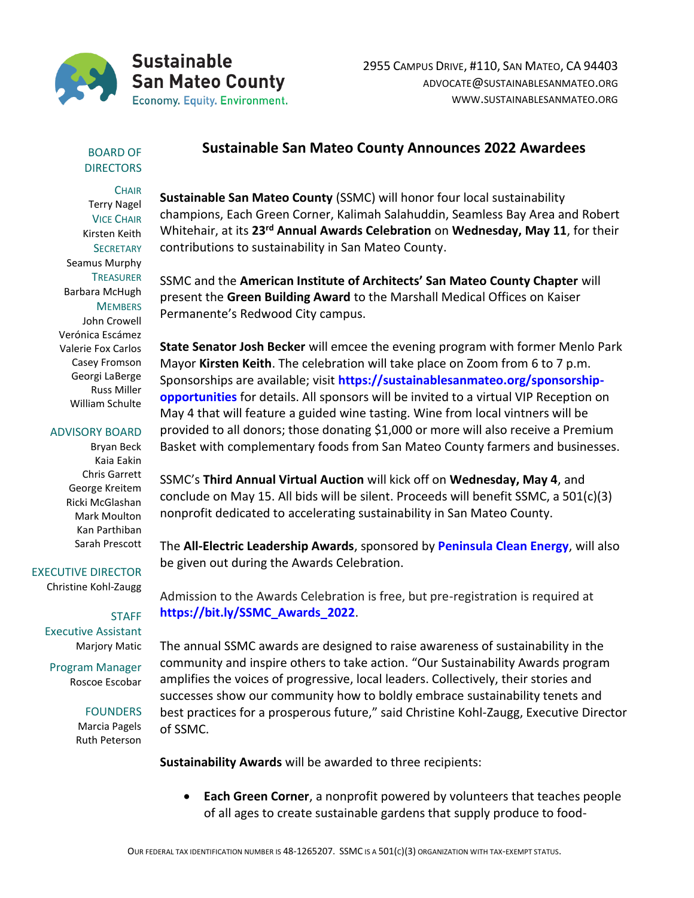**Sustainable San Mateo County**
Economy. Equity. Environment.

2955 Campus Drive, #110, San Mateo, CA 94403
advocate@sustainablesanmateo.org
www.sustainablesanmateo.org

BOARD OF DIRECTORS

CHAIR
Terry Nagel

VICE CHAIR
Kirsten Keith

SECRETARY
Seamus Murphy

TREASURER
Barbara McHugh

MEMBERS
John Crowell
Verónica Escámez
Valerie Fox Carlos
Casey Fromson
Georgi LaBerge
Russ Miller
William Schulte

ADVISORY BOARD
Bryan Beck
Kaia Eakin
Chris Garrett
George Kreitem
Ricki McGlashan
Mark Moulton
Kan Parthiban
Sarah Prescott

EXECUTIVE DIRECTOR
Christine Kohl-Zaugg

STAFF

Executive Assistant
Marjory Matic

Program Manager
Roscoe Escobar

FOUNDERS
Marcia Pagels
Ruth Peterson

# Sustainable San Mateo County Announces 2022 Awardees

**Sustainable San Mateo County** (SSMC) will honor four local sustainability champions, Each Green Corner, Kalimah Salahuddin, Seamless Bay Area and Robert Whitehair, at its **23rd Annual Awards Celebration** on **Wednesday, May 11**, for their contributions to sustainability in San Mateo County.

SSMC and the **American Institute of Architects' San Mateo County Chapter** will present the **Green Building Award** to the Marshall Medical Offices on Kaiser Permanente's Redwood City campus.

**State Senator Josh Becker** will emcee the evening program with former Menlo Park Mayor **Kirsten Keith**. The celebration will take place on Zoom from 6 to 7 p.m. Sponsorships are available; visit **https://sustainablesanmateo.org/sponsorship-opportunities** for details. All sponsors will be invited to a virtual VIP Reception on May 4 that will feature a guided wine tasting. Wine from local vintners will be provided to all donors; those donating $1,000 or more will also receive a Premium Basket with complementary foods from San Mateo County farmers and businesses.

SSMC's **Third Annual Virtual Auction** will kick off on **Wednesday, May 4**, and conclude on May 15. All bids will be silent. Proceeds will benefit SSMC, a 501(c)(3) nonprofit dedicated to accelerating sustainability in San Mateo County.

The **All-Electric Leadership Awards**, sponsored by **Peninsula Clean Energy**, will also be given out during the Awards Celebration.

Admission to the Awards Celebration is free, but pre-registration is required at **https://bit.ly/SSMC_Awards_2022**.

The annual SSMC awards are designed to raise awareness of sustainability in the community and inspire others to take action. "Our Sustainability Awards program amplifies the voices of progressive, local leaders. Collectively, their stories and successes show our community how to boldly embrace sustainability tenets and best practices for a prosperous future," said Christine Kohl-Zaugg, Executive Director of SSMC.

**Sustainability Awards** will be awarded to three recipients:

- **Each Green Corner**, a nonprofit powered by volunteers that teaches people of all ages to create sustainable gardens that supply produce to food-

Our federal tax identification number is 48-1265207. SSMC is a 501(c)(3) organization with tax-exempt status.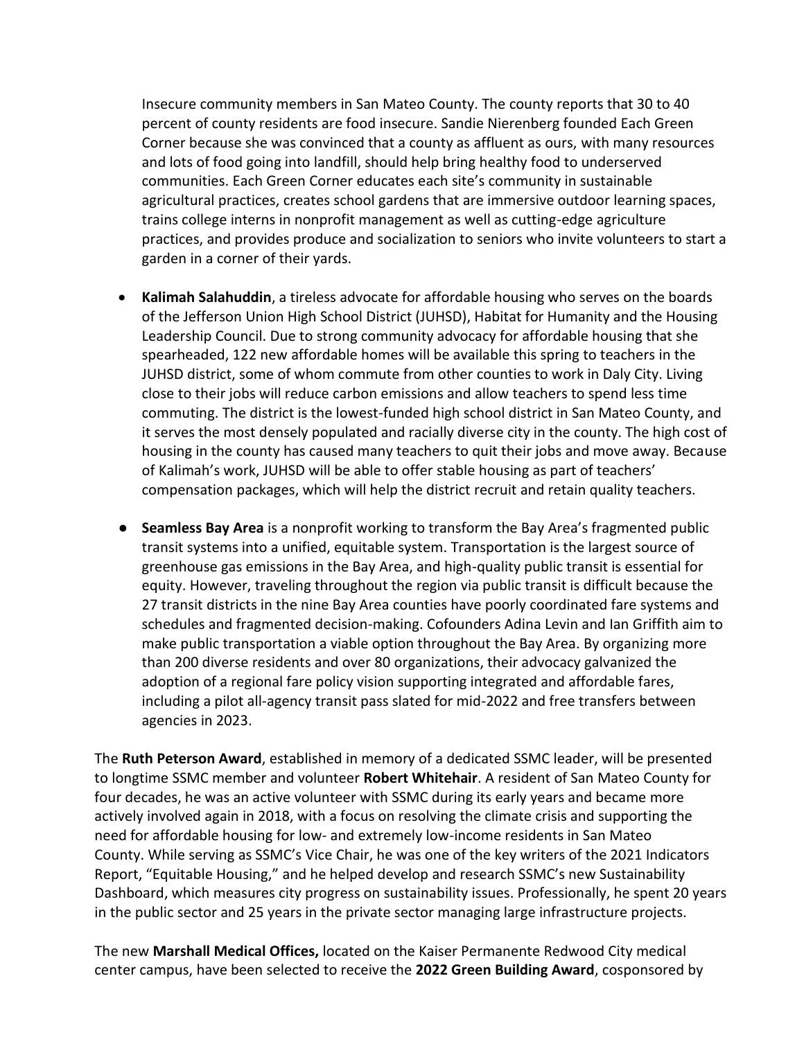Insecure community members in San Mateo County. The county reports that 30 to 40 percent of county residents are food insecure. Sandie Nierenberg founded Each Green Corner because she was convinced that a county as affluent as ours, with many resources and lots of food going into landfill, should help bring healthy food to underserved communities. Each Green Corner educates each site's community in sustainable agricultural practices, creates school gardens that are immersive outdoor learning spaces, trains college interns in nonprofit management as well as cutting-edge agriculture practices, and provides produce and socialization to seniors who invite volunteers to start a garden in a corner of their yards.

- **Kalimah Salahuddin**, a tireless advocate for affordable housing who serves on the boards of the Jefferson Union High School District (JUHSD), Habitat for Humanity and the Housing Leadership Council. Due to strong community advocacy for affordable housing that she spearheaded, 122 new affordable homes will be available this spring to teachers in the JUHSD district, some of whom commute from other counties to work in Daly City. Living close to their jobs will reduce carbon emissions and allow teachers to spend less time commuting. The district is the lowest-funded high school district in San Mateo County, and it serves the most densely populated and racially diverse city in the county. The high cost of housing in the county has caused many teachers to quit their jobs and move away. Because of Kalimah's work, JUHSD will be able to offer stable housing as part of teachers' compensation packages, which will help the district recruit and retain quality teachers.

- **Seamless Bay Area** is a nonprofit working to transform the Bay Area's fragmented public transit systems into a unified, equitable system. Transportation is the largest source of greenhouse gas emissions in the Bay Area, and high-quality public transit is essential for equity. However, traveling throughout the region via public transit is difficult because the 27 transit districts in the nine Bay Area counties have poorly coordinated fare systems and schedules and fragmented decision-making. Cofounders Adina Levin and Ian Griffith aim to make public transportation a viable option throughout the Bay Area. By organizing more than 200 diverse residents and over 80 organizations, their advocacy galvanized the adoption of a regional fare policy vision supporting integrated and affordable fares, including a pilot all-agency transit pass slated for mid-2022 and free transfers between agencies in 2023.

The **Ruth Peterson Award**, established in memory of a dedicated SSMC leader, will be presented to longtime SSMC member and volunteer **Robert Whitehair**. A resident of San Mateo County for four decades, he was an active volunteer with SSMC during its early years and became more actively involved again in 2018, with a focus on resolving the climate crisis and supporting the need for affordable housing for low- and extremely low-income residents in San Mateo County. While serving as SSMC's Vice Chair, he was one of the key writers of the 2021 Indicators Report, "Equitable Housing," and he helped develop and research SSMC's new Sustainability Dashboard, which measures city progress on sustainability issues. Professionally, he spent 20 years in the public sector and 25 years in the private sector managing large infrastructure projects.

The new **Marshall Medical Offices,** located on the Kaiser Permanente Redwood City medical center campus, have been selected to receive the **2022 Green Building Award**, cosponsored by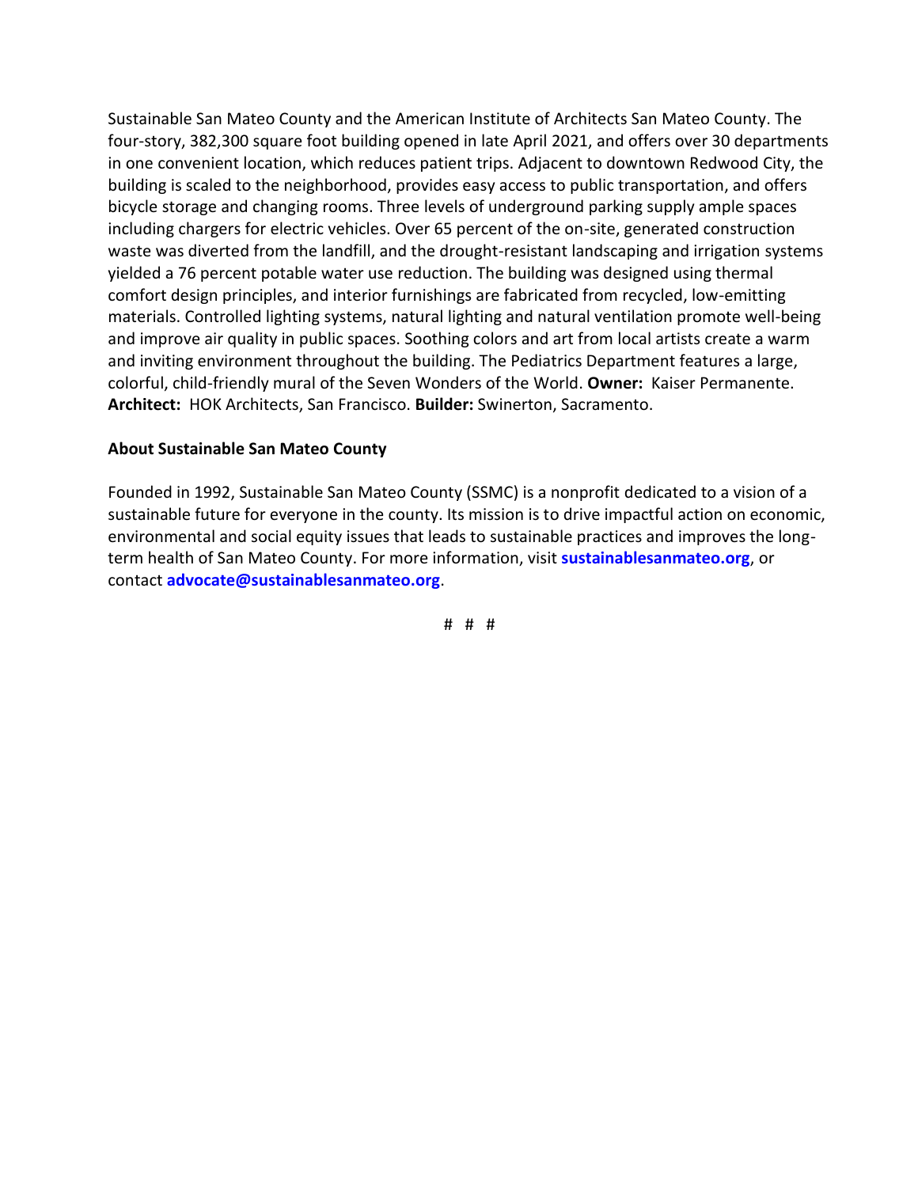Sustainable San Mateo County and the American Institute of Architects San Mateo County. The four-story, 382,300 square foot building opened in late April 2021, and offers over 30 departments in one convenient location, which reduces patient trips. Adjacent to downtown Redwood City, the building is scaled to the neighborhood, provides easy access to public transportation, and offers bicycle storage and changing rooms. Three levels of underground parking supply ample spaces including chargers for electric vehicles. Over 65 percent of the on-site, generated construction waste was diverted from the landfill, and the drought-resistant landscaping and irrigation systems yielded a 76 percent potable water use reduction. The building was designed using thermal comfort design principles, and interior furnishings are fabricated from recycled, low-emitting materials. Controlled lighting systems, natural lighting and natural ventilation promote well-being and improve air quality in public spaces. Soothing colors and art from local artists create a warm and inviting environment throughout the building. The Pediatrics Department features a large, colorful, child-friendly mural of the Seven Wonders of the World. **Owner:** Kaiser Permanente. **Architect:** HOK Architects, San Francisco. **Builder:** Swinerton, Sacramento.

**About Sustainable San Mateo County**

Founded in 1992, Sustainable San Mateo County (SSMC) is a nonprofit dedicated to a vision of a sustainable future for everyone in the county. Its mission is to drive impactful action on economic, environmental and social equity issues that leads to sustainable practices and improves the long-term health of San Mateo County. For more information, visit **sustainablesanmateo.org**, or contact **advocate@sustainablesanmateo.org**.

# # #